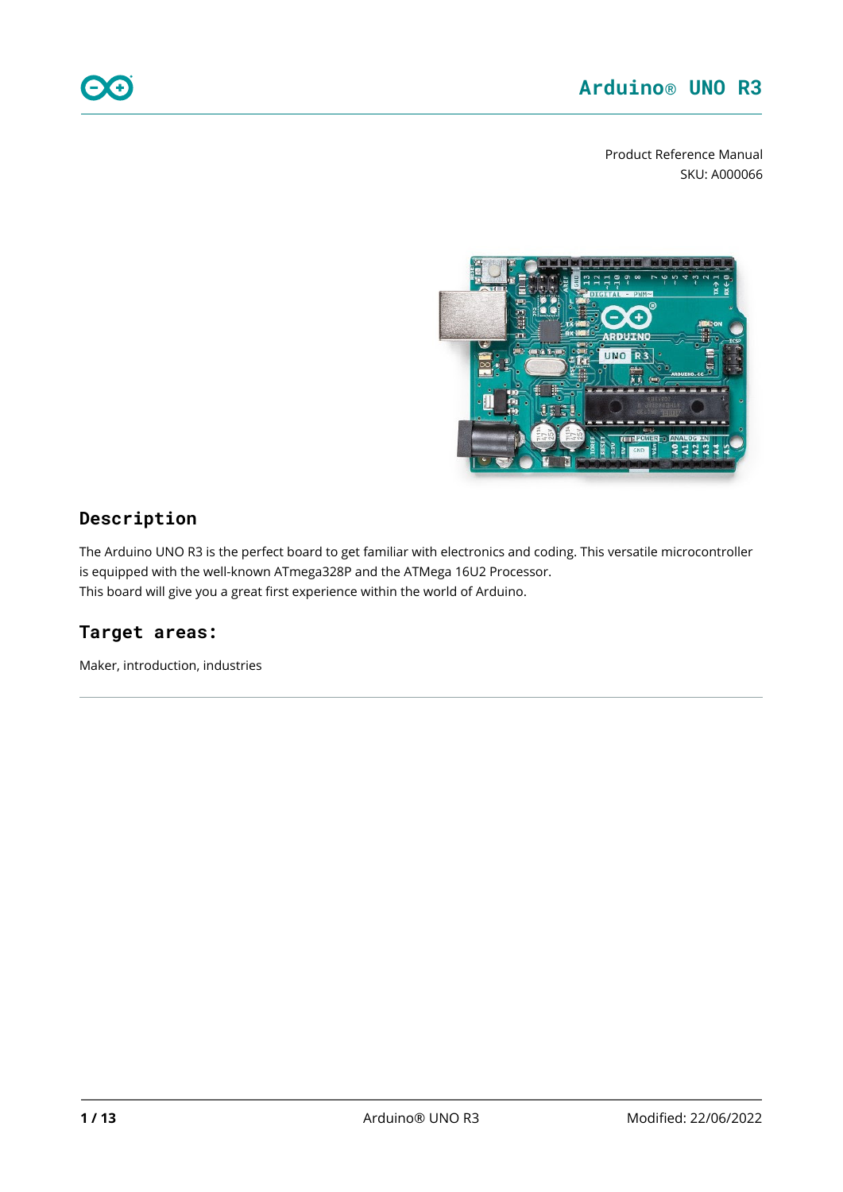# Arduino® UNO R3

Product Reference Manual
SKU: A000066

## Description

The Arduino UNO R3 is the perfect board to get familiar with electronics and coding. This versatile microcontroller is equipped with the well-known ATmega328P and the ATMega 16U2 Processor.
This board will give you a great first experience within the world of Arduino.

## Target areas:

Maker, introduction, industries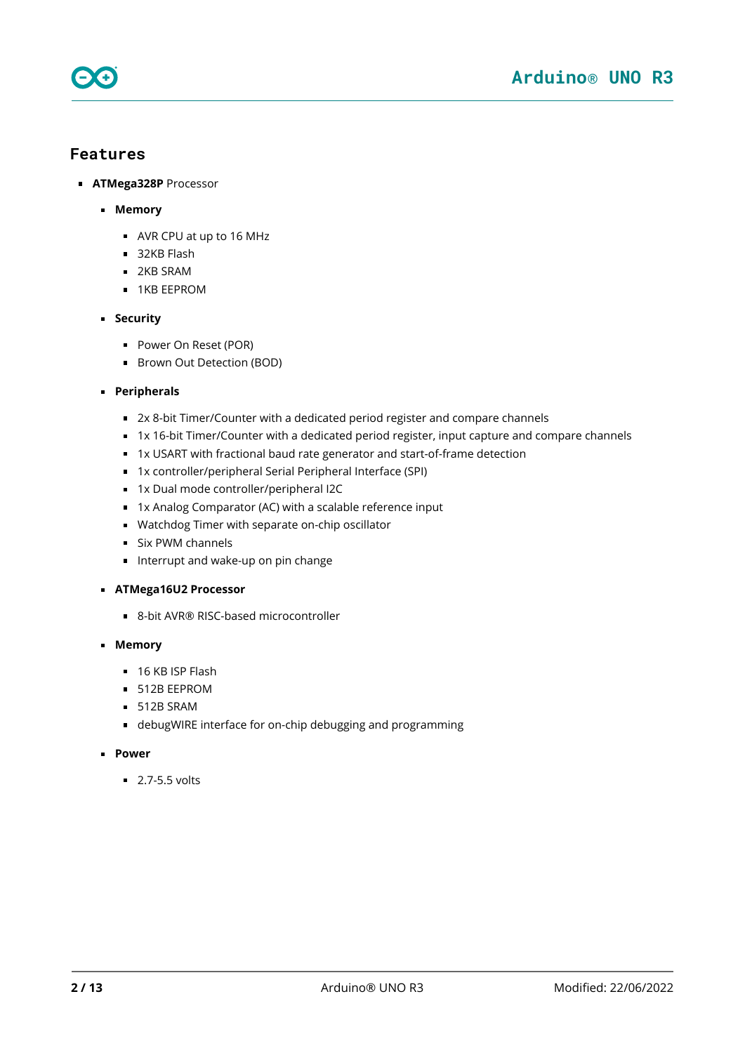## Features

- **ATMega328P** Processor
    - **Memory**
        - AVR CPU at up to 16 MHz
        - 32KB Flash
        - 2KB SRAM
        - 1KB EEPROM
    - **Security**
        - Power On Reset (POR)
        - Brown Out Detection (BOD)
    - **Peripherals**
        - 2x 8-bit Timer/Counter with a dedicated period register and compare channels
        - 1x 16-bit Timer/Counter with a dedicated period register, input capture and compare channels
        - 1x USART with fractional baud rate generator and start-of-frame detection
        - 1x controller/peripheral Serial Peripheral Interface (SPI)
        - 1x Dual mode controller/peripheral I2C
        - 1x Analog Comparator (AC) with a scalable reference input
        - Watchdog Timer with separate on-chip oscillator
        - Six PWM channels
        - Interrupt and wake-up on pin change
    - **ATMega16U2 Processor**
        - 8-bit AVR® RISC-based microcontroller
    - **Memory**
        - 16 KB ISP Flash
        - 512B EEPROM
        - 512B SRAM
        - debugWIRE interface for on-chip debugging and programming
    - **Power**
        - 2.7-5.5 volts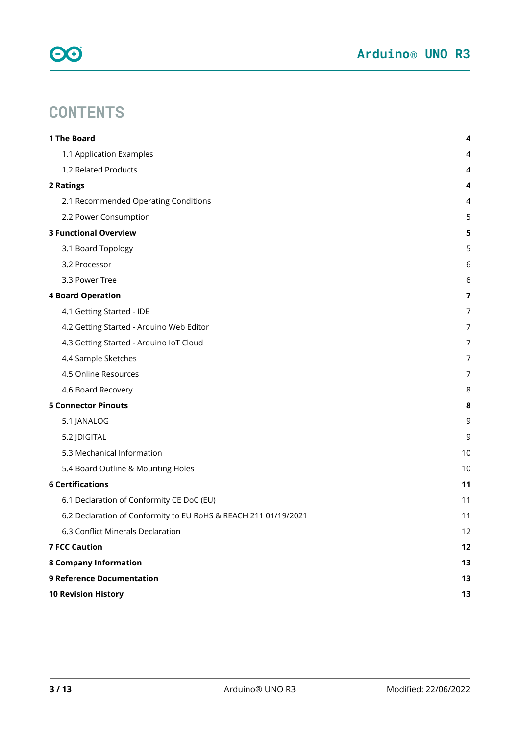# CONTENTS

| | |
|---|---|
| **1 The Board** | **4** |
| 1.1 Application Examples | 4 |
| 1.2 Related Products | 4 |
| **2 Ratings** | **4** |
| 2.1 Recommended Operating Conditions | 4 |
| 2.2 Power Consumption | 5 |
| **3 Functional Overview** | **5** |
| 3.1 Board Topology | 5 |
| 3.2 Processor | 6 |
| 3.3 Power Tree | 6 |
| **4 Board Operation** | **7** |
| 4.1 Getting Started - IDE | 7 |
| 4.2 Getting Started - Arduino Web Editor | 7 |
| 4.3 Getting Started - Arduino IoT Cloud | 7 |
| 4.4 Sample Sketches | 7 |
| 4.5 Online Resources | 7 |
| 4.6 Board Recovery | 8 |
| **5 Connector Pinouts** | **8** |
| 5.1 JANALOG | 9 |
| 5.2 JDIGITAL | 9 |
| 5.3 Mechanical Information | 10 |
| 5.4 Board Outline & Mounting Holes | 10 |
| **6 Certifications** | **11** |
| 6.1 Declaration of Conformity CE DoC (EU) | 11 |
| 6.2 Declaration of Conformity to EU RoHS & REACH 211 01/19/2021 | 11 |
| 6.3 Conflict Minerals Declaration | 12 |
| **7 FCC Caution** | **12** |
| **8 Company Information** | **13** |
| **9 Reference Documentation** | **13** |
| **10 Revision History** | **13** |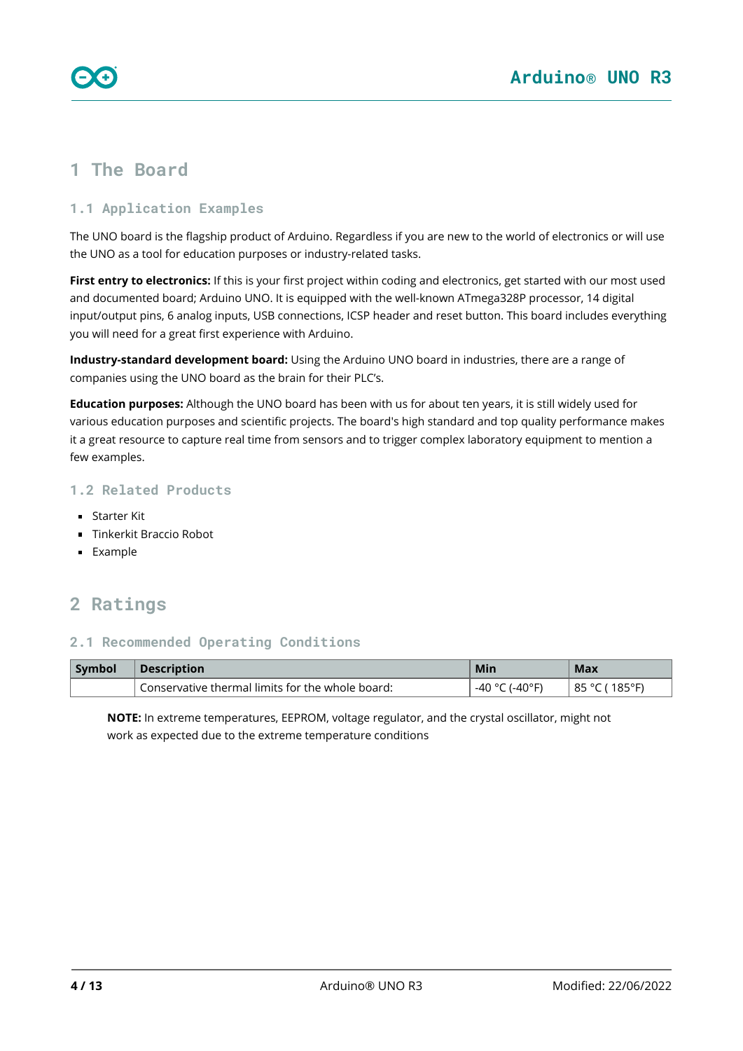# 1 The Board

## 1.1 Application Examples

The UNO board is the flagship product of Arduino. Regardless if you are new to the world of electronics or will use the UNO as a tool for education purposes or industry-related tasks.

**First entry to electronics:** If this is your first project within coding and electronics, get started with our most used and documented board; Arduino UNO. It is equipped with the well-known ATmega328P processor, 14 digital input/output pins, 6 analog inputs, USB connections, ICSP header and reset button. This board includes everything you will need for a great first experience with Arduino.

**Industry-standard development board:** Using the Arduino UNO board in industries, there are a range of companies using the UNO board as the brain for their PLC's.

**Education purposes:** Although the UNO board has been with us for about ten years, it is still widely used for various education purposes and scientific projects. The board's high standard and top quality performance makes it a great resource to capture real time from sensors and to trigger complex laboratory equipment to mention a few examples.

## 1.2 Related Products

- Starter Kit
- Tinkerkit Braccio Robot
- Example

# 2 Ratings

## 2.1 Recommended Operating Conditions

| Symbol | Description | Min | Max |
|---|---|---|---|
| | Conservative thermal limits for the whole board: | -40 °C (-40°F) | 85 °C ( 185°F) |

**NOTE:** In extreme temperatures, EEPROM, voltage regulator, and the crystal oscillator, might not work as expected due to the extreme temperature conditions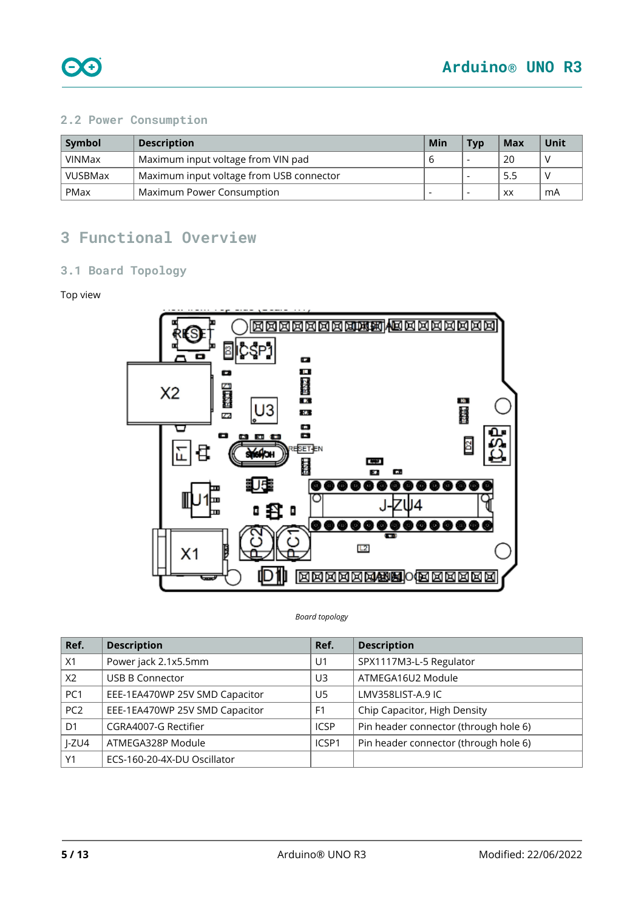## 2.2 Power Consumption

| Symbol | Description | Min | Typ | Max | Unit |
|---|---|---|---|---|---|
| VINMax | Maximum input voltage from VIN pad | 6 | - | 20 | V |
| VUSBMax | Maximum input voltage from USB connector | | - | 5.5 | V |
| PMax | Maximum Power Consumption | - | - | xx | mA |

# 3 Functional Overview

## 3.1 Board Topology

Top view

*Board topology*

| Ref. | Description | Ref. | Description |
|---|---|---|---|
| X1 | Power jack 2.1x5.5mm | U1 | SPX1117M3-L-5 Regulator |
| X2 | USB B Connector | U3 | ATMEGA16U2 Module |
| PC1 | EEE-1EA470WP 25V SMD Capacitor | U5 | LMV358LIST-A.9 IC |
| PC2 | EEE-1EA470WP 25V SMD Capacitor | F1 | Chip Capacitor, High Density |
| D1 | CGRA4007-G Rectifier | ICSP | Pin header connector (through hole 6) |
| J-ZU4 | ATMEGA328P Module | ICSP1 | Pin header connector (through hole 6) |
| Y1 | ECS-160-20-4X-DU Oscillator | | |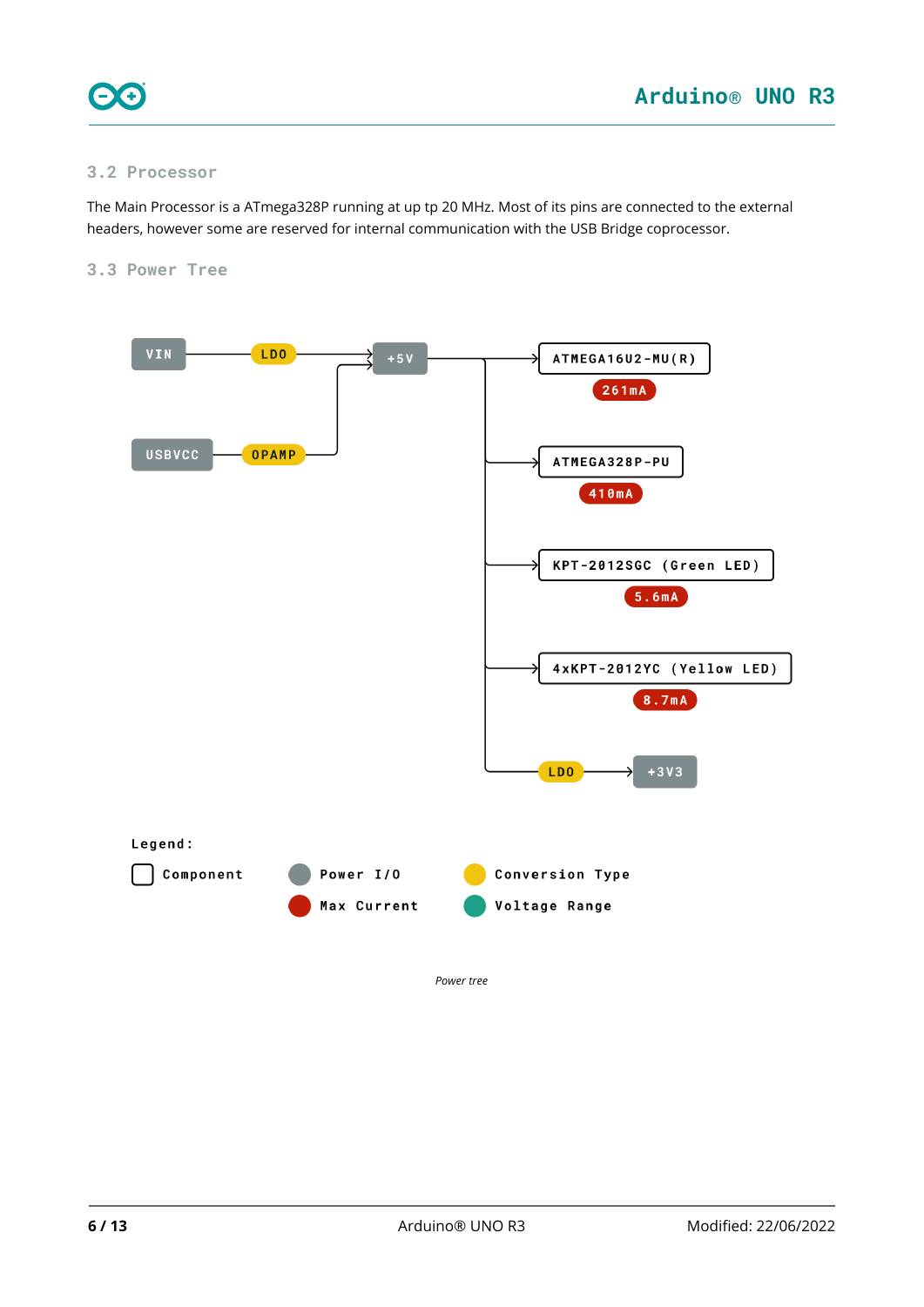## 3.2 Processor

The Main Processor is a ATmega328P running at up tp 20 MHz. Most of its pins are connected to the external headers, however some are reserved for internal communication with the USB Bridge coprocessor.

## 3.3 Power Tree

VIN → LDO → +5V

USBVCC → OPAMP → +5V

+5V → ATMEGA16U2-MU(R) — 261mA

+5V → ATMEGA328P-PU — 410mA

+5V → KPT-2012SGC (Green LED) — 5.6mA

+5V → 4xKPT-2012YC (Yellow LED) — 8.7mA

+5V → LDO → +3V3

Legend:

- Component
- Power I/O
- Max Current
- Conversion Type
- Voltage Range

*Power tree*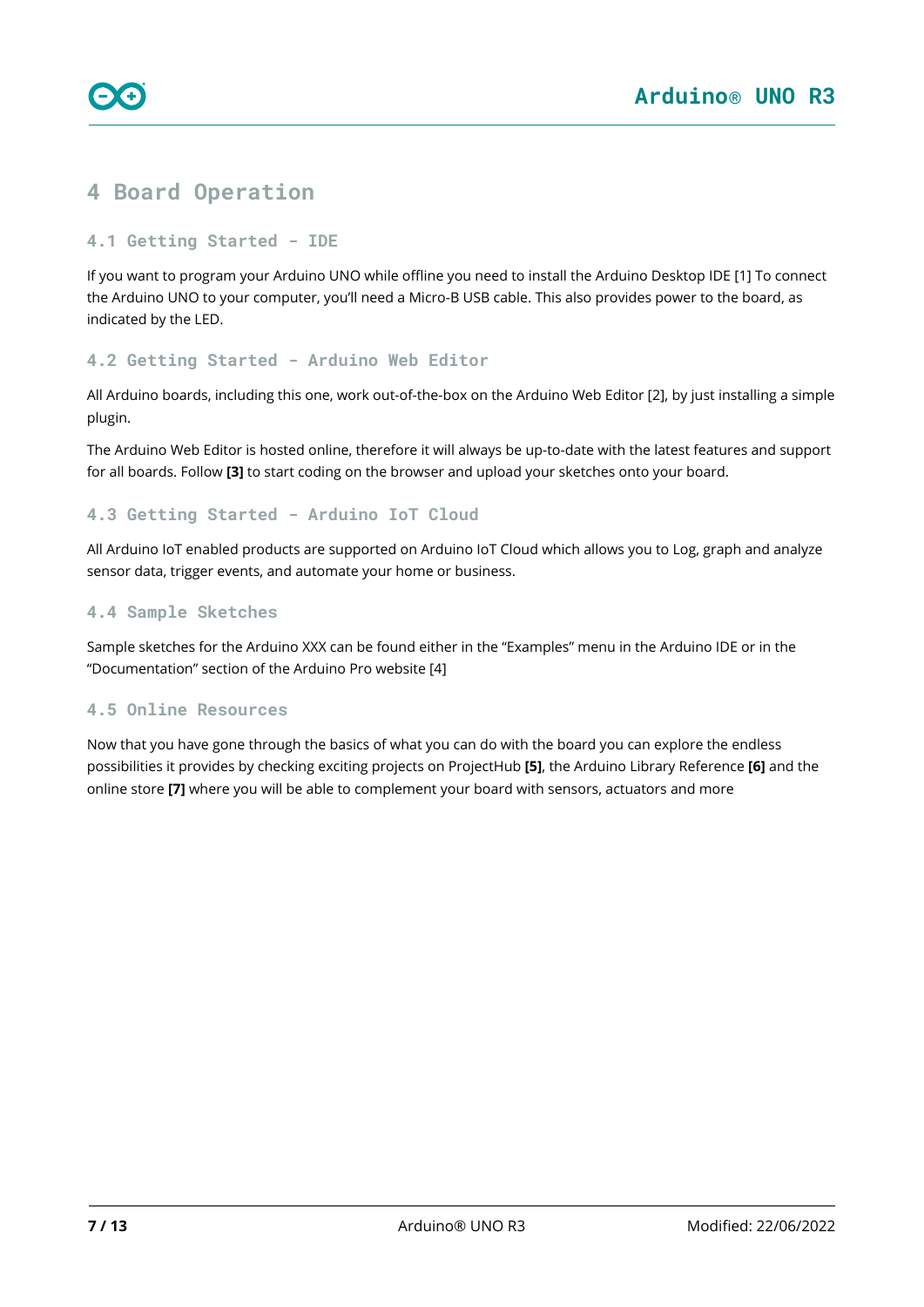# 4 Board Operation

## 4.1 Getting Started - IDE

If you want to program your Arduino UNO while offline you need to install the Arduino Desktop IDE [1] To connect the Arduino UNO to your computer, you'll need a Micro-B USB cable. This also provides power to the board, as indicated by the LED.

## 4.2 Getting Started - Arduino Web Editor

All Arduino boards, including this one, work out-of-the-box on the Arduino Web Editor [2], by just installing a simple plugin.

The Arduino Web Editor is hosted online, therefore it will always be up-to-date with the latest features and support for all boards. Follow **[3]** to start coding on the browser and upload your sketches onto your board.

## 4.3 Getting Started - Arduino IoT Cloud

All Arduino IoT enabled products are supported on Arduino IoT Cloud which allows you to Log, graph and analyze sensor data, trigger events, and automate your home or business.

## 4.4 Sample Sketches

Sample sketches for the Arduino XXX can be found either in the "Examples" menu in the Arduino IDE or in the "Documentation" section of the Arduino Pro website [4]

## 4.5 Online Resources

Now that you have gone through the basics of what you can do with the board you can explore the endless possibilities it provides by checking exciting projects on ProjectHub **[5]**, the Arduino Library Reference **[6]** and the online store **[7]** where you will be able to complement your board with sensors, actuators and more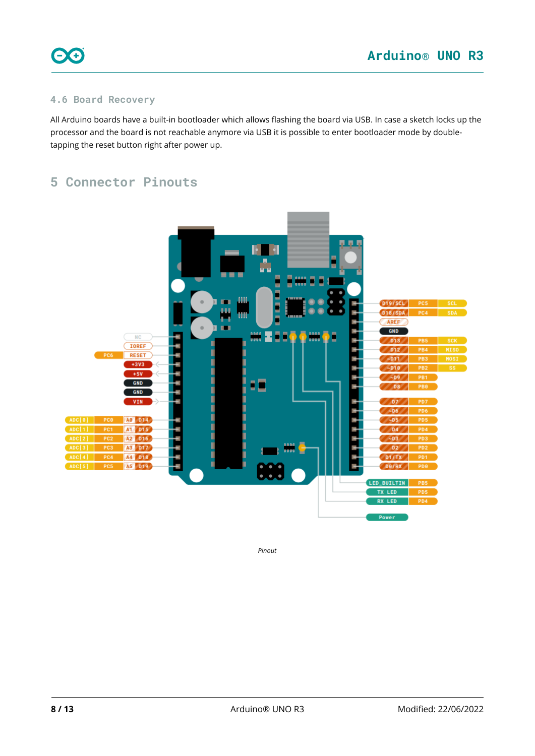### 4.6 Board Recovery

All Arduino boards have a built-in bootloader which allows flashing the board via USB. In case a sketch locks up the processor and the board is not reachable anymore via USB it is possible to enter bootloader mode by double-tapping the reset button right after power up.

## 5 Connector Pinouts

*Pinout*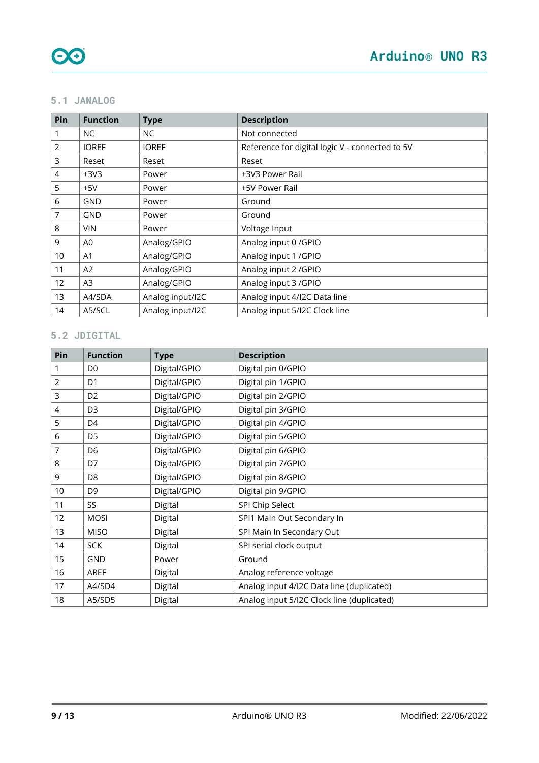## 5.1 JANALOG

| Pin | Function | Type | Description |
|---|---|---|---|
| 1 | NC | NC | Not connected |
| 2 | IOREF | IOREF | Reference for digital logic V - connected to 5V |
| 3 | Reset | Reset | Reset |
| 4 | +3V3 | Power | +3V3 Power Rail |
| 5 | +5V | Power | +5V Power Rail |
| 6 | GND | Power | Ground |
| 7 | GND | Power | Ground |
| 8 | VIN | Power | Voltage Input |
| 9 | A0 | Analog/GPIO | Analog input 0 /GPIO |
| 10 | A1 | Analog/GPIO | Analog input 1 /GPIO |
| 11 | A2 | Analog/GPIO | Analog input 2 /GPIO |
| 12 | A3 | Analog/GPIO | Analog input 3 /GPIO |
| 13 | A4/SDA | Analog input/I2C | Analog input 4/I2C Data line |
| 14 | A5/SCL | Analog input/I2C | Analog input 5/I2C Clock line |

## 5.2 JDIGITAL

| Pin | Function | Type | Description |
|---|---|---|---|
| 1 | D0 | Digital/GPIO | Digital pin 0/GPIO |
| 2 | D1 | Digital/GPIO | Digital pin 1/GPIO |
| 3 | D2 | Digital/GPIO | Digital pin 2/GPIO |
| 4 | D3 | Digital/GPIO | Digital pin 3/GPIO |
| 5 | D4 | Digital/GPIO | Digital pin 4/GPIO |
| 6 | D5 | Digital/GPIO | Digital pin 5/GPIO |
| 7 | D6 | Digital/GPIO | Digital pin 6/GPIO |
| 8 | D7 | Digital/GPIO | Digital pin 7/GPIO |
| 9 | D8 | Digital/GPIO | Digital pin 8/GPIO |
| 10 | D9 | Digital/GPIO | Digital pin 9/GPIO |
| 11 | SS | Digital | SPI Chip Select |
| 12 | MOSI | Digital | SPI1 Main Out Secondary In |
| 13 | MISO | Digital | SPI Main In Secondary Out |
| 14 | SCK | Digital | SPI serial clock output |
| 15 | GND | Power | Ground |
| 16 | AREF | Digital | Analog reference voltage |
| 17 | A4/SD4 | Digital | Analog input 4/I2C Data line (duplicated) |
| 18 | A5/SD5 | Digital | Analog input 5/I2C Clock line (duplicated) |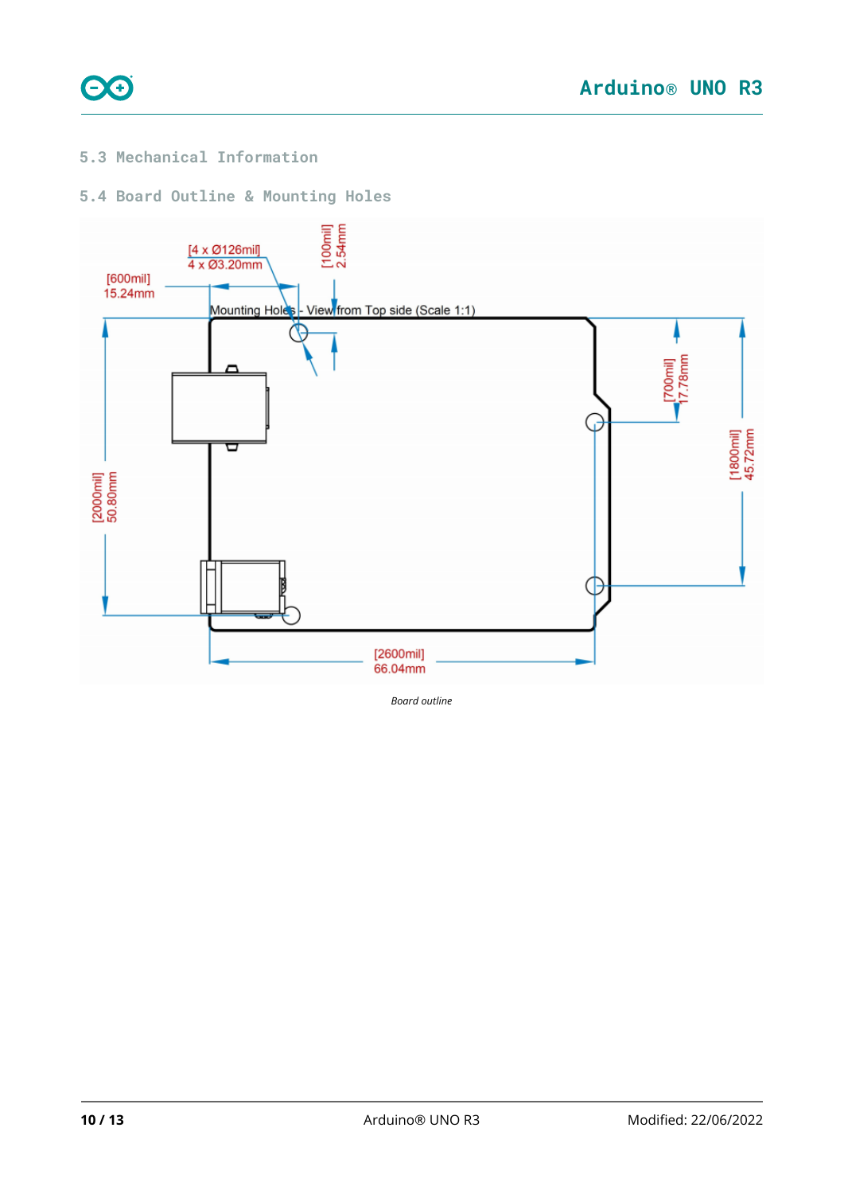## 5.3 Mechanical Information

## 5.4 Board Outline & Mounting Holes

[4 x Ø126mil]
4 x Ø3.20mm

[600mil]
15.24mm

[100mil]
2.54mm

Mounting Holes - View from Top side (Scale 1:1)

[700mil]
17.78mm

[1800mil]
45.72mm

[2000mil]
50.80mm

[2600mil]
66.04mm

*Board outline*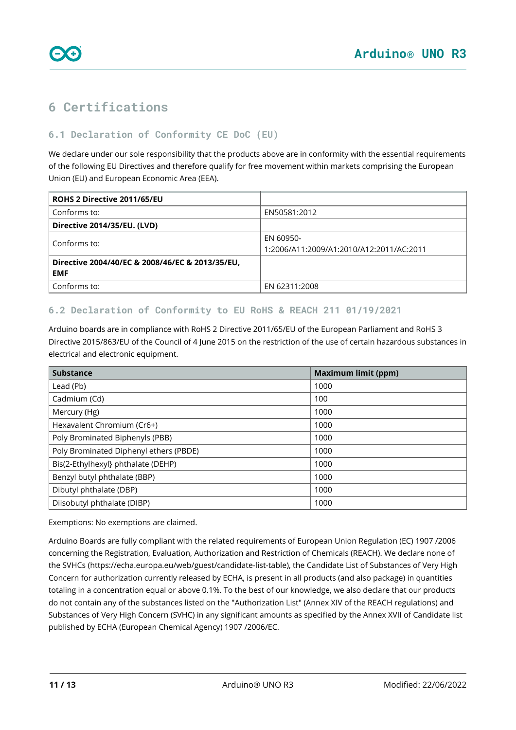# 6 Certifications

## 6.1 Declaration of Conformity CE DoC (EU)

We declare under our sole responsibility that the products above are in conformity with the essential requirements of the following EU Directives and therefore qualify for free movement within markets comprising the European Union (EU) and European Economic Area (EEA).

| **ROHS 2 Directive 2011/65/EU** | |
|---|---|
| Conforms to: | EN50581:2012 |
| **Directive 2014/35/EU. (LVD)** | |
| Conforms to: | EN 60950-1:2006/A11:2009/A1:2010/A12:2011/AC:2011 |
| **Directive 2004/40/EC & 2008/46/EC & 2013/35/EU, EMF** | |
| Conforms to: | EN 62311:2008 |

## 6.2 Declaration of Conformity to EU RoHS & REACH 211 01/19/2021

Arduino boards are in compliance with RoHS 2 Directive 2011/65/EU of the European Parliament and RoHS 3 Directive 2015/863/EU of the Council of 4 June 2015 on the restriction of the use of certain hazardous substances in electrical and electronic equipment.

| Substance | Maximum limit (ppm) |
|---|---|
| Lead (Pb) | 1000 |
| Cadmium (Cd) | 100 |
| Mercury (Hg) | 1000 |
| Hexavalent Chromium (Cr6+) | 1000 |
| Poly Brominated Biphenyls (PBB) | 1000 |
| Poly Brominated Diphenyl ethers (PBDE) | 1000 |
| Bis(2-Ethylhexyl} phthalate (DEHP) | 1000 |
| Benzyl butyl phthalate (BBP) | 1000 |
| Dibutyl phthalate (DBP) | 1000 |
| Diisobutyl phthalate (DIBP) | 1000 |

Exemptions: No exemptions are claimed.

Arduino Boards are fully compliant with the related requirements of European Union Regulation (EC) 1907 /2006 concerning the Registration, Evaluation, Authorization and Restriction of Chemicals (REACH). We declare none of the SVHCs (https://echa.europa.eu/web/guest/candidate-list-table), the Candidate List of Substances of Very High Concern for authorization currently released by ECHA, is present in all products (and also package) in quantities totaling in a concentration equal or above 0.1%. To the best of our knowledge, we also declare that our products do not contain any of the substances listed on the "Authorization List" (Annex XIV of the REACH regulations) and Substances of Very High Concern (SVHC) in any significant amounts as specified by the Annex XVII of Candidate list published by ECHA (European Chemical Agency) 1907 /2006/EC.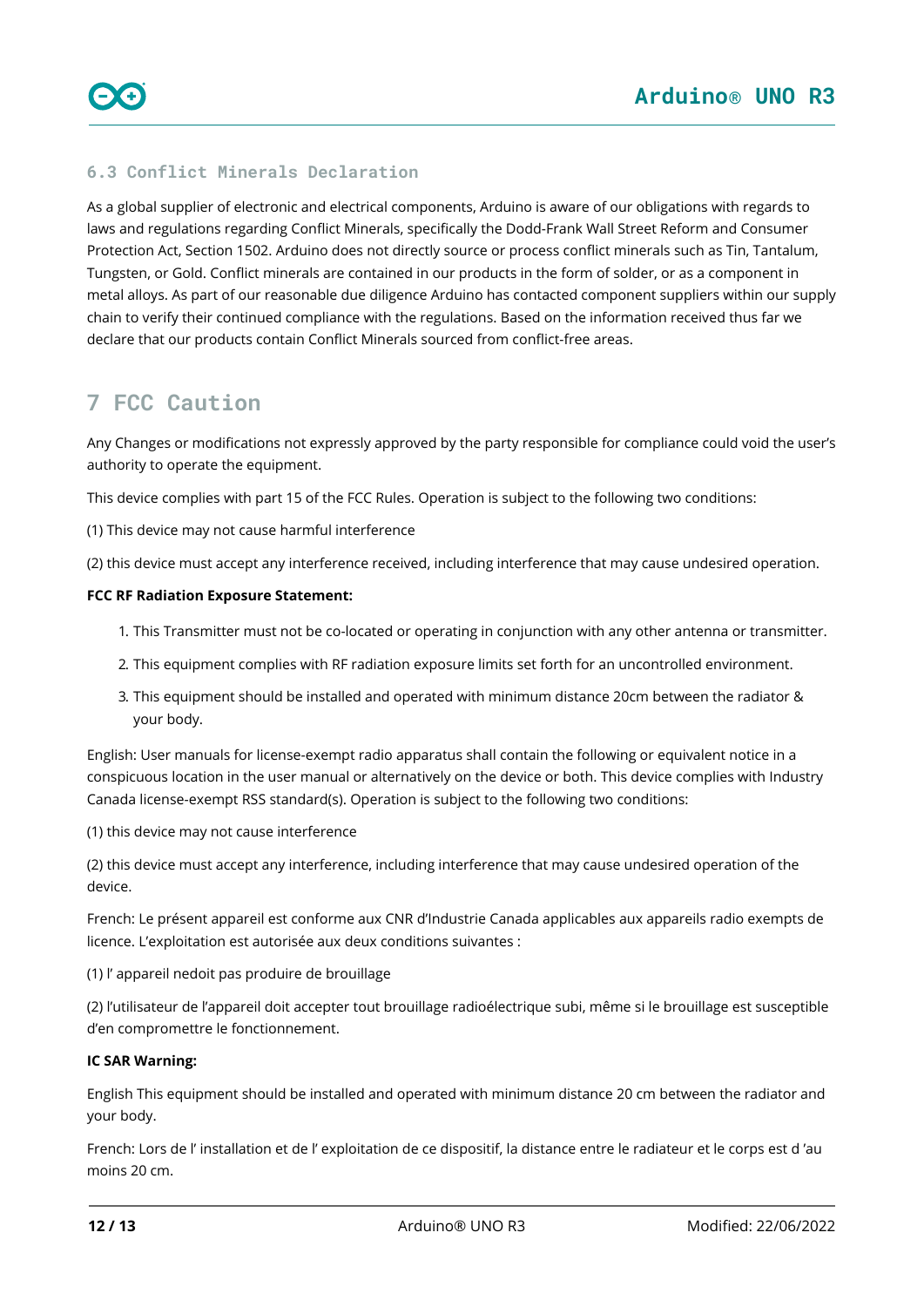### 6.3 Conflict Minerals Declaration

As a global supplier of electronic and electrical components, Arduino is aware of our obligations with regards to laws and regulations regarding Conflict Minerals, specifically the Dodd-Frank Wall Street Reform and Consumer Protection Act, Section 1502. Arduino does not directly source or process conflict minerals such as Tin, Tantalum, Tungsten, or Gold. Conflict minerals are contained in our products in the form of solder, or as a component in metal alloys. As part of our reasonable due diligence Arduino has contacted component suppliers within our supply chain to verify their continued compliance with the regulations. Based on the information received thus far we declare that our products contain Conflict Minerals sourced from conflict-free areas.

## 7 FCC Caution

Any Changes or modifications not expressly approved by the party responsible for compliance could void the user's authority to operate the equipment.

This device complies with part 15 of the FCC Rules. Operation is subject to the following two conditions:

(1) This device may not cause harmful interference

(2) this device must accept any interference received, including interference that may cause undesired operation.

**FCC RF Radiation Exposure Statement:**

1. This Transmitter must not be co-located or operating in conjunction with any other antenna or transmitter.
2. This equipment complies with RF radiation exposure limits set forth for an uncontrolled environment.
3. This equipment should be installed and operated with minimum distance 20cm between the radiator & your body.

English: User manuals for license-exempt radio apparatus shall contain the following or equivalent notice in a conspicuous location in the user manual or alternatively on the device or both. This device complies with Industry Canada license-exempt RSS standard(s). Operation is subject to the following two conditions:

(1) this device may not cause interference

(2) this device must accept any interference, including interference that may cause undesired operation of the device.

French: Le présent appareil est conforme aux CNR d'Industrie Canada applicables aux appareils radio exempts de licence. L'exploitation est autorisée aux deux conditions suivantes :

(1) l' appareil nedoit pas produire de brouillage

(2) l'utilisateur de l'appareil doit accepter tout brouillage radioélectrique subi, même si le brouillage est susceptible d'en compromettre le fonctionnement.

**IC SAR Warning:**

English This equipment should be installed and operated with minimum distance 20 cm between the radiator and your body.

French: Lors de l' installation et de l' exploitation de ce dispositif, la distance entre le radiateur et le corps est d 'au moins 20 cm.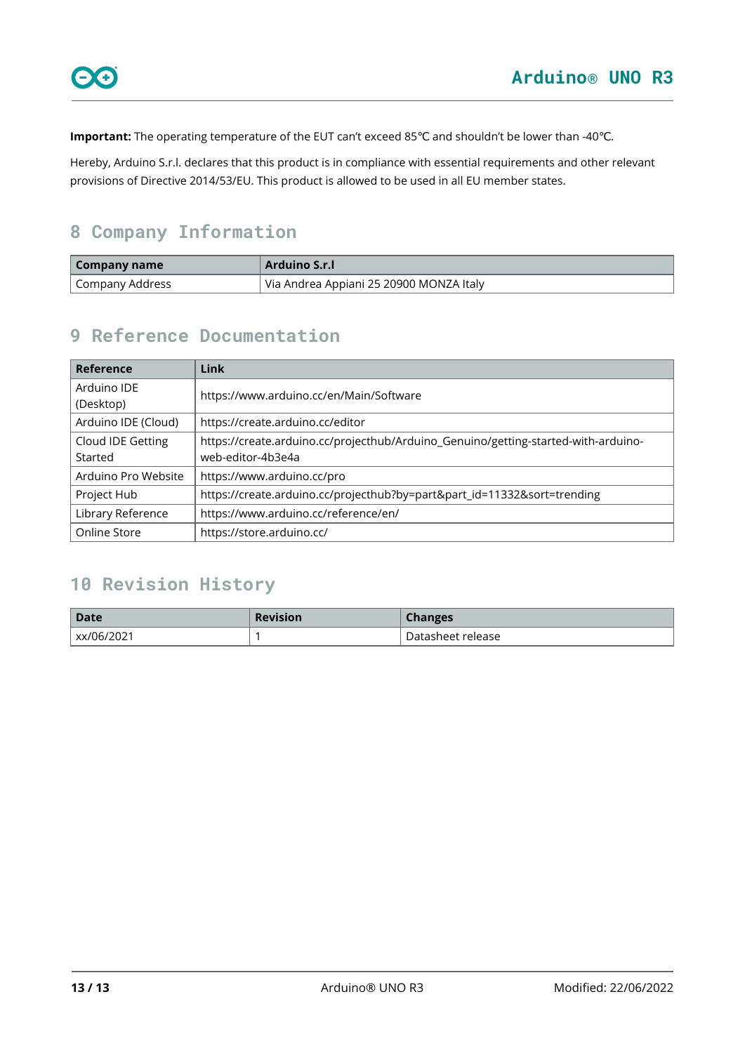**Important:** The operating temperature of the EUT can't exceed 85℃ and shouldn't be lower than -40℃.

Hereby, Arduino S.r.l. declares that this product is in compliance with essential requirements and other relevant provisions of Directive 2014/53/EU. This product is allowed to be used in all EU member states.

## 8 Company Information

| Company name | Arduino S.r.l |
|---|---|
| Company Address | Via Andrea Appiani 25 20900 MONZA Italy |

## 9 Reference Documentation

| Reference | Link |
|---|---|
| Arduino IDE (Desktop) | https://www.arduino.cc/en/Main/Software |
| Arduino IDE (Cloud) | https://create.arduino.cc/editor |
| Cloud IDE Getting Started | https://create.arduino.cc/projecthub/Arduino_Genuino/getting-started-with-arduino-web-editor-4b3e4a |
| Arduino Pro Website | https://www.arduino.cc/pro |
| Project Hub | https://create.arduino.cc/projecthub?by=part&part_id=11332&sort=trending |
| Library Reference | https://www.arduino.cc/reference/en/ |
| Online Store | https://store.arduino.cc/ |

## 10 Revision History

| Date | Revision | Changes |
|---|---|---|
| xx/06/2021 | 1 | Datasheet release |